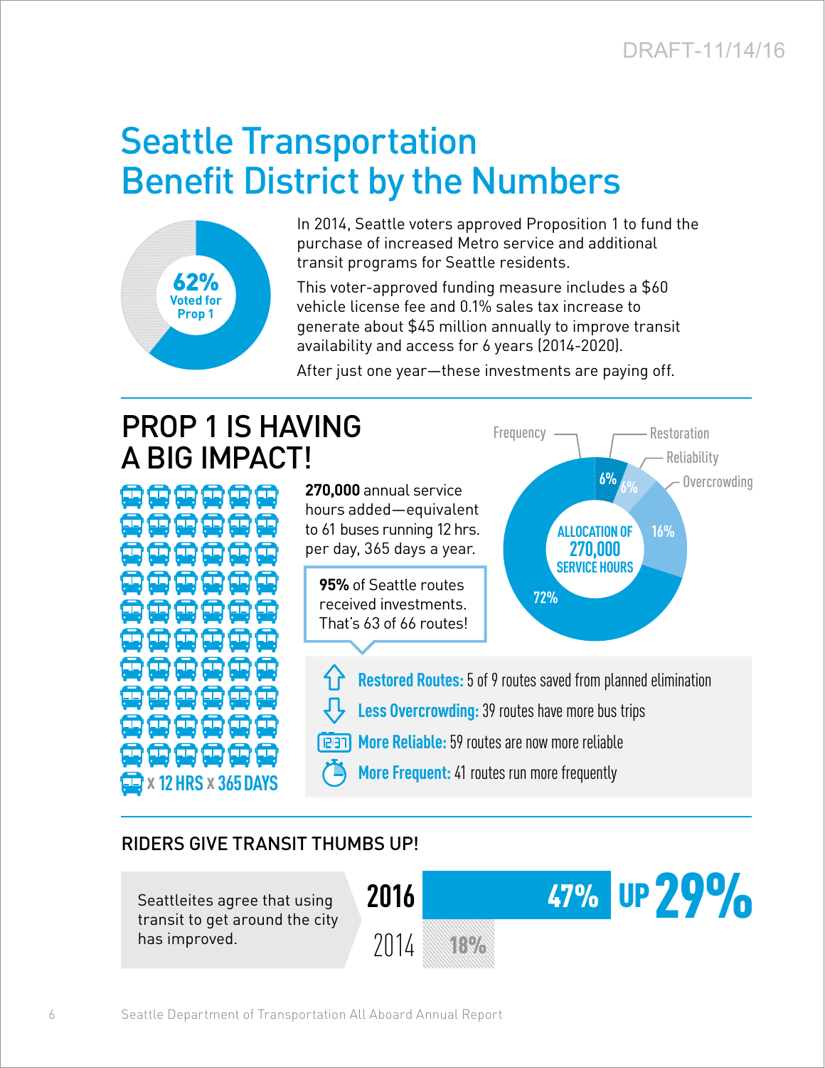# Seattle Transportation Benefit District by the Numbers

62% Voted for Prop 1

In 2014, Seattle voters approved Proposition 1 to fund the purchase of increased Metro service and additional transit programs for Seattle residents.

This voter-approved funding measure includes a $60 vehicle license fee and 0.1% sales tax increase to generate about $45 million annually to improve transit availability and access for 6 years (2014-2020).

After just one year—these investments are paying off.

## PROP 1 IS HAVING A BIG IMPACT!

**270,000** annual service hours added—equivalent to 61 buses running 12 hrs. per day, 365 days a year.

x 12 HRS x 365 DAYS

**95%** of Seattle routes received investments. That's 63 of 66 routes!

ALLOCATION OF 270,000 SERVICE HOURS

- Frequency: 72%
- Restoration: 6%
- Reliability: 6%
- Overcrowding: 16%

- **Restored Routes:** 5 of 9 routes saved from planned elimination
- **Less Overcrowding:** 39 routes have more bus trips
- **More Reliable:** 59 routes are now more reliable
- **More Frequent:** 41 routes run more frequently

## RIDERS GIVE TRANSIT THUMBS UP!

Seattleites agree that using transit to get around the city has improved.

| Year | Percent |
|---|---|
| 2016 | 47% |
| 2014 | 18% |

UP 29%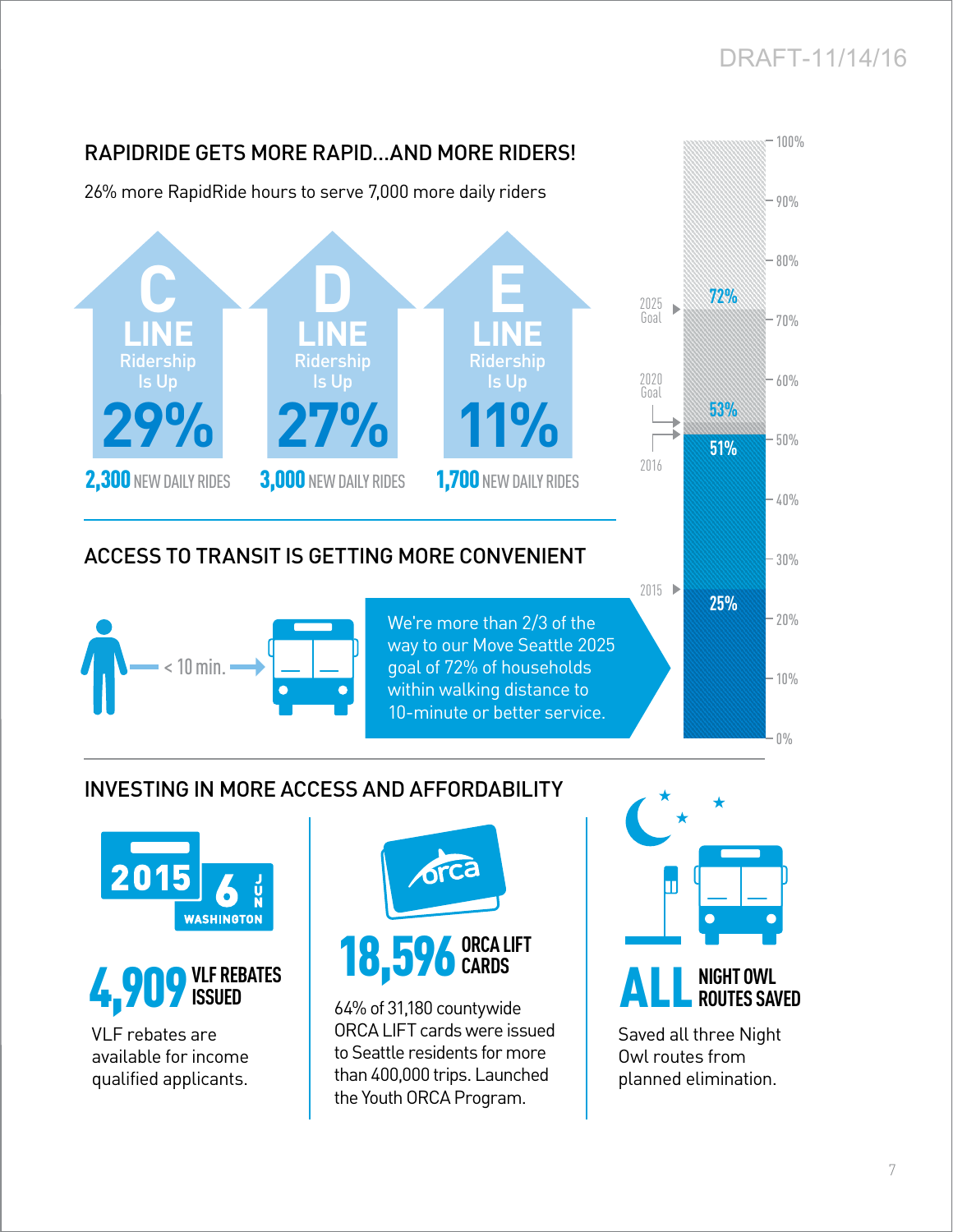## RAPIDRIDE GETS MORE RAPID...AND MORE RIDERS!

26% more RapidRide hours to serve 7,000 more daily riders

**C LINE** Ridership Is Up **29%**

**2,300** NEW DAILY RIDES

**D LINE** Ridership Is Up **27%**

**3,000** NEW DAILY RIDES

**E LINE** Ridership Is Up **11%**

**1,700** NEW DAILY RIDES

## ACCESS TO TRANSIT IS GETTING MORE CONVENIENT

< 10 min.

We're more than 2/3 of the way to our Move Seattle 2025 goal of 72% of households within walking distance to 10-minute or better service.

2025 Goal 72%

2020 Goal 53%

2016 51%

2015 25%

100%
90%
80%
70%
60%
50%
40%
30%
20%
10%
0%

## INVESTING IN MORE ACCESS AND AFFORDABILITY

2015 6 JUN WASHINGTON

**4,909** VLF REBATES ISSUED

VLF rebates are available for income qualified applicants.

orca

**18,596** ORCA LIFT CARDS

64% of 31,180 countywide ORCA LIFT cards were issued to Seattle residents for more than 400,000 trips. Launched the Youth ORCA Program.

**ALL** NIGHT OWL ROUTES SAVED

Saved all three Night Owl routes from planned elimination.